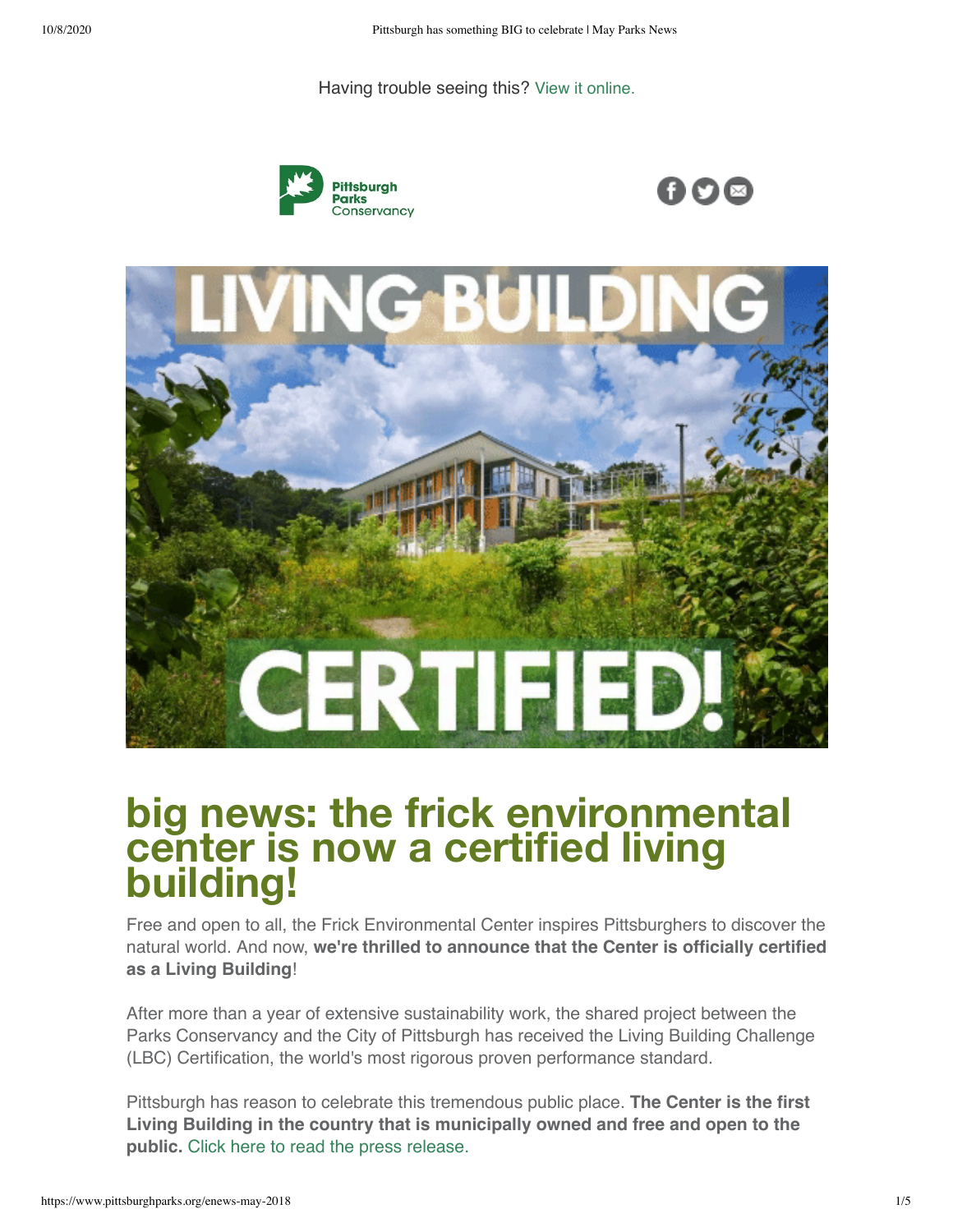Having trouble seeing this? View it online.

# big news: the frick environmental center is now a certified living building!

Free and open to all, the Frick Environmental Center inspires Pittsburghers to discover the natural world. And now, **we're thrilled to announce that the Center is officially certified as a Living Building**!

After more than a year of extensive sustainability work, the shared project between the Parks Conservancy and the City of Pittsburgh has received the Living Building Challenge (LBC) Certification, the world's most rigorous proven performance standard.

Pittsburgh has reason to celebrate this tremendous public place. **The Center is the first Living Building in the country that is municipally owned and free and open to the public.** Click here to read the press release.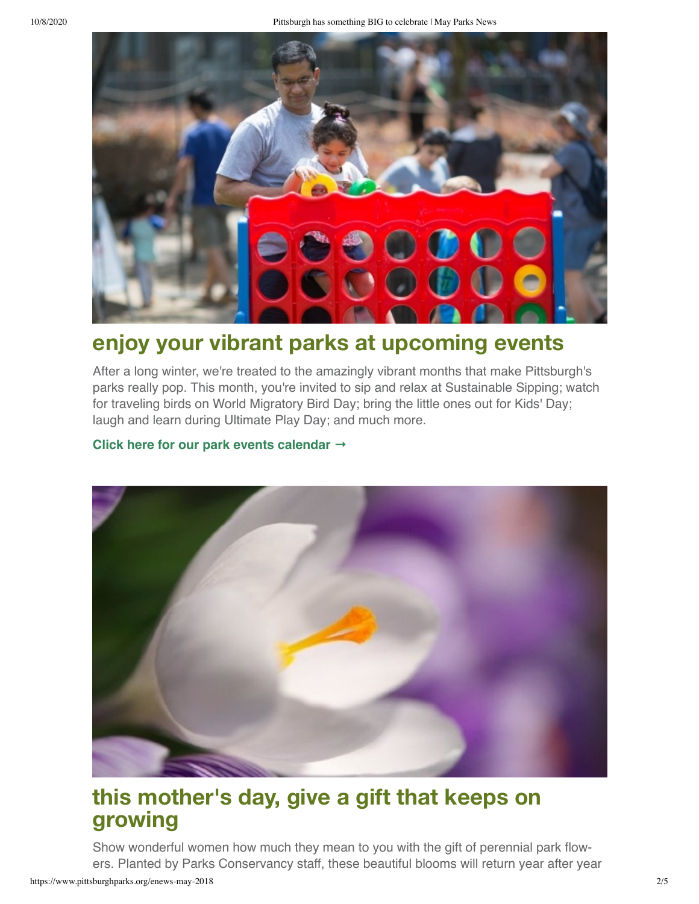## enjoy your vibrant parks at upcoming events

After a long winter, we're treated to the amazingly vibrant months that make Pittsburgh's parks really pop. This month, you're invited to sip and relax at Sustainable Sipping; watch for traveling birds on World Migratory Bird Day; bring the little ones out for Kids' Day; laugh and learn during Ultimate Play Day; and much more.

**Click here for our park events calendar →**

## this mother's day, give a gift that keeps on growing

Show wonderful women how much they mean to you with the gift of perennial park flowers. Planted by Parks Conservancy staff, these beautiful blooms will return year after year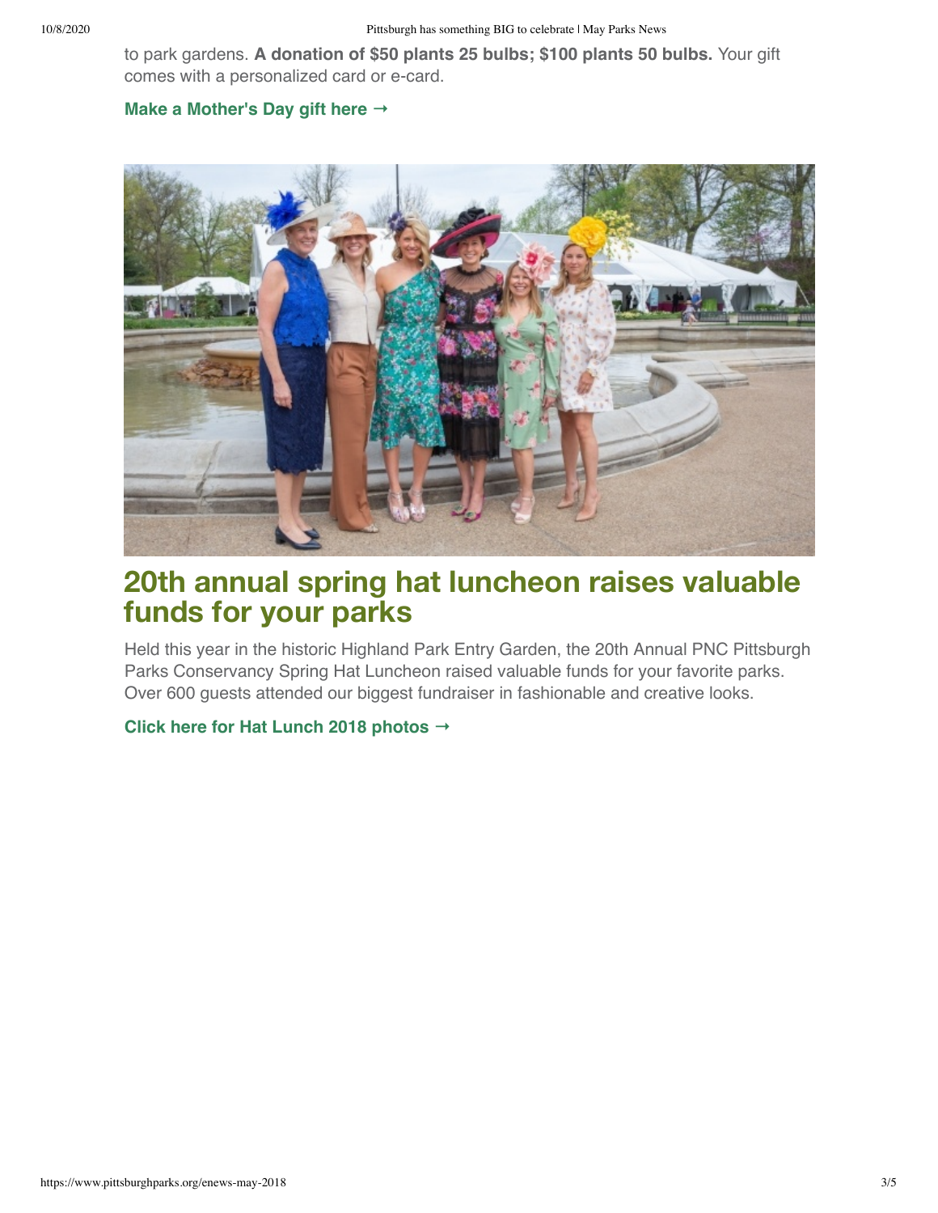to park gardens. **A donation of $50 plants 25 bulbs; $100 plants 50 bulbs.** Your gift comes with a personalized card or e-card.

**Make a Mother's Day gift here →**

## 20th annual spring hat luncheon raises valuable funds for your parks

Held this year in the historic Highland Park Entry Garden, the 20th Annual PNC Pittsburgh Parks Conservancy Spring Hat Luncheon raised valuable funds for your favorite parks. Over 600 guests attended our biggest fundraiser in fashionable and creative looks.

**Click here for Hat Lunch 2018 photos →**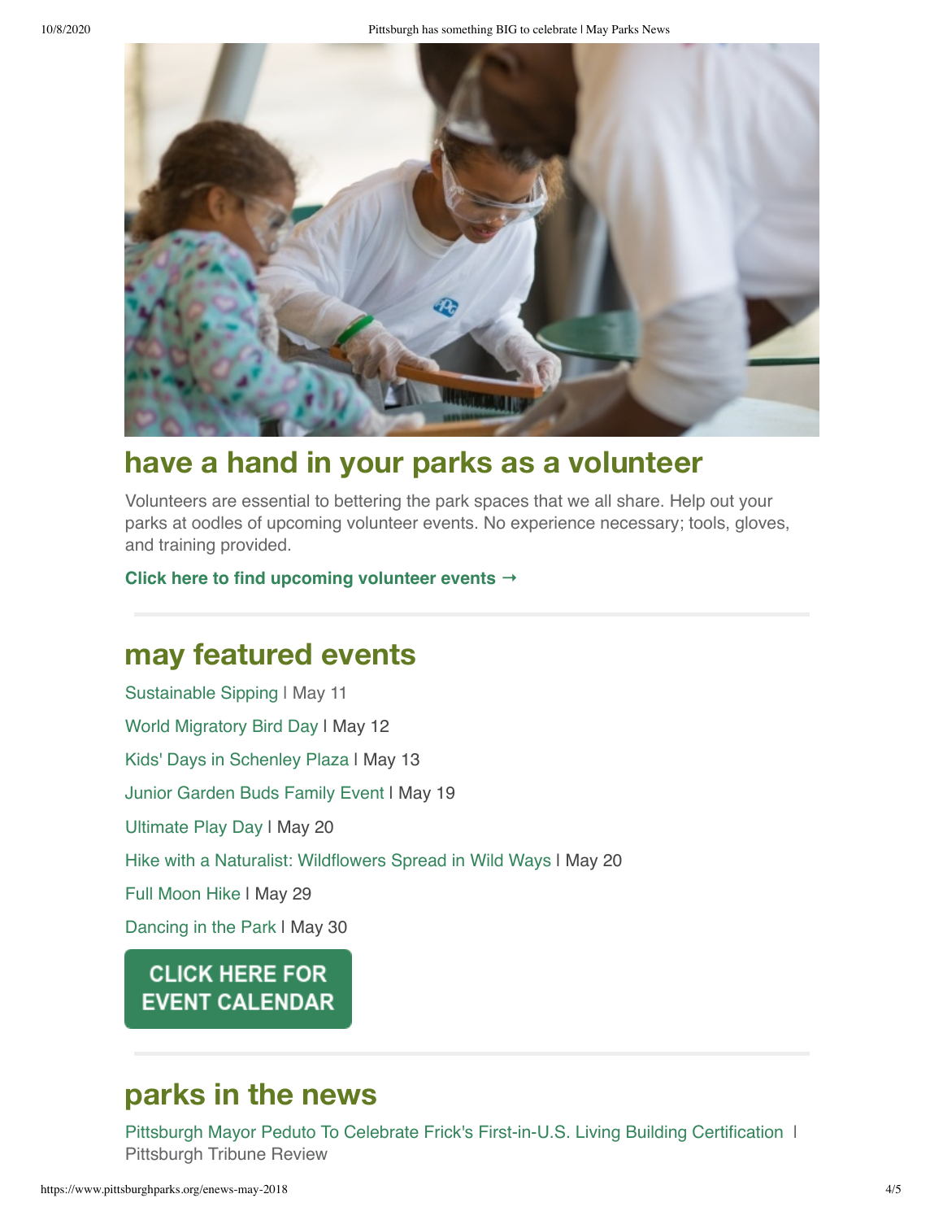## have a hand in your parks as a volunteer

Volunteers are essential to bettering the park spaces that we all share. Help out your parks at oodles of upcoming volunteer events. No experience necessary; tools, gloves, and training provided.

**Click here to find upcoming volunteer events →**

---

## may featured events

Sustainable Sipping | May 11

World Migratory Bird Day | May 12

Kids' Days in Schenley Plaza | May 13

Junior Garden Buds Family Event | May 19

Ultimate Play Day | May 20

Hike with a Naturalist: Wildflowers Spread in Wild Ways | May 20

Full Moon Hike | May 29

Dancing in the Park | May 30

**CLICK HERE FOR EVENT CALENDAR**

---

## parks in the news

Pittsburgh Mayor Peduto To Celebrate Frick's First-in-U.S. Living Building Certification | Pittsburgh Tribune Review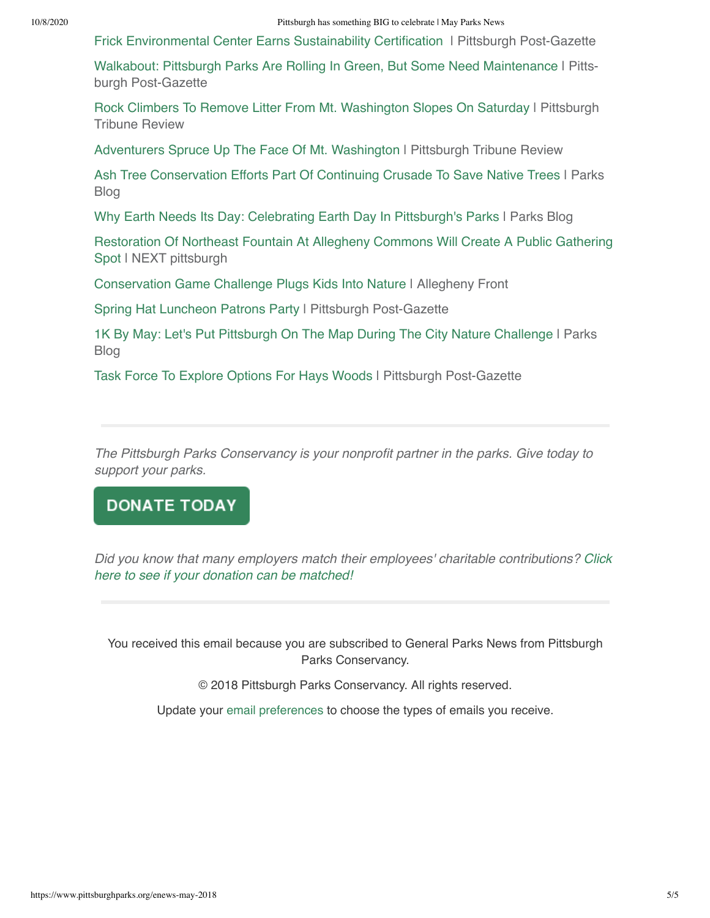Frick Environmental Center Earns Sustainability Certification | Pittsburgh Post-Gazette

Walkabout: Pittsburgh Parks Are Rolling In Green, But Some Need Maintenance | Pittsburgh Post-Gazette

Rock Climbers To Remove Litter From Mt. Washington Slopes On Saturday | Pittsburgh Tribune Review

Adventurers Spruce Up The Face Of Mt. Washington | Pittsburgh Tribune Review

Ash Tree Conservation Efforts Part Of Continuing Crusade To Save Native Trees | Parks Blog

Why Earth Needs Its Day: Celebrating Earth Day In Pittsburgh's Parks | Parks Blog

Restoration Of Northeast Fountain At Allegheny Commons Will Create A Public Gathering Spot | NEXT pittsburgh

Conservation Game Challenge Plugs Kids Into Nature | Allegheny Front

Spring Hat Luncheon Patrons Party | Pittsburgh Post-Gazette

1K By May: Let's Put Pittsburgh On The Map During The City Nature Challenge | Parks Blog

Task Force To Explore Options For Hays Woods | Pittsburgh Post-Gazette

---

*The Pittsburgh Parks Conservancy is your nonprofit partner in the parks. Give today to support your parks.*

**DONATE TODAY**

*Did you know that many employers match their employees' charitable contributions? Click here to see if your donation can be matched!*

---

You received this email because you are subscribed to General Parks News from Pittsburgh Parks Conservancy.

© 2018 Pittsburgh Parks Conservancy. All rights reserved.

Update your email preferences to choose the types of emails you receive.